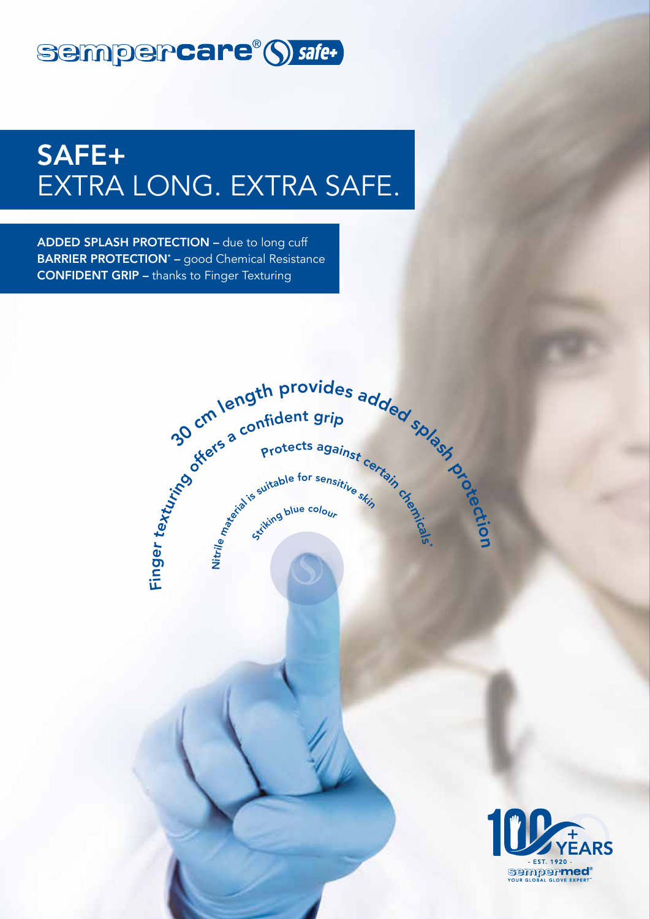sempercare® safe+

# SAFE+
# EXTRA LONG. EXTRA SAFE.

**ADDED SPLASH PROTECTION** – due to long cuff
**BARRIER PROTECTION*** – good Chemical Resistance
**CONFIDENT GRIP** – thanks to Finger Texturing

30 cm length provides added splash protection

Finger texturing offers a confident grip

Protects against certain chemicals*

Nitrile material is suitable for sensitive skin

Striking blue colour

100+ YEARS - EST. 1920 - sempermed® YOUR GLOBAL GLOVE EXPERT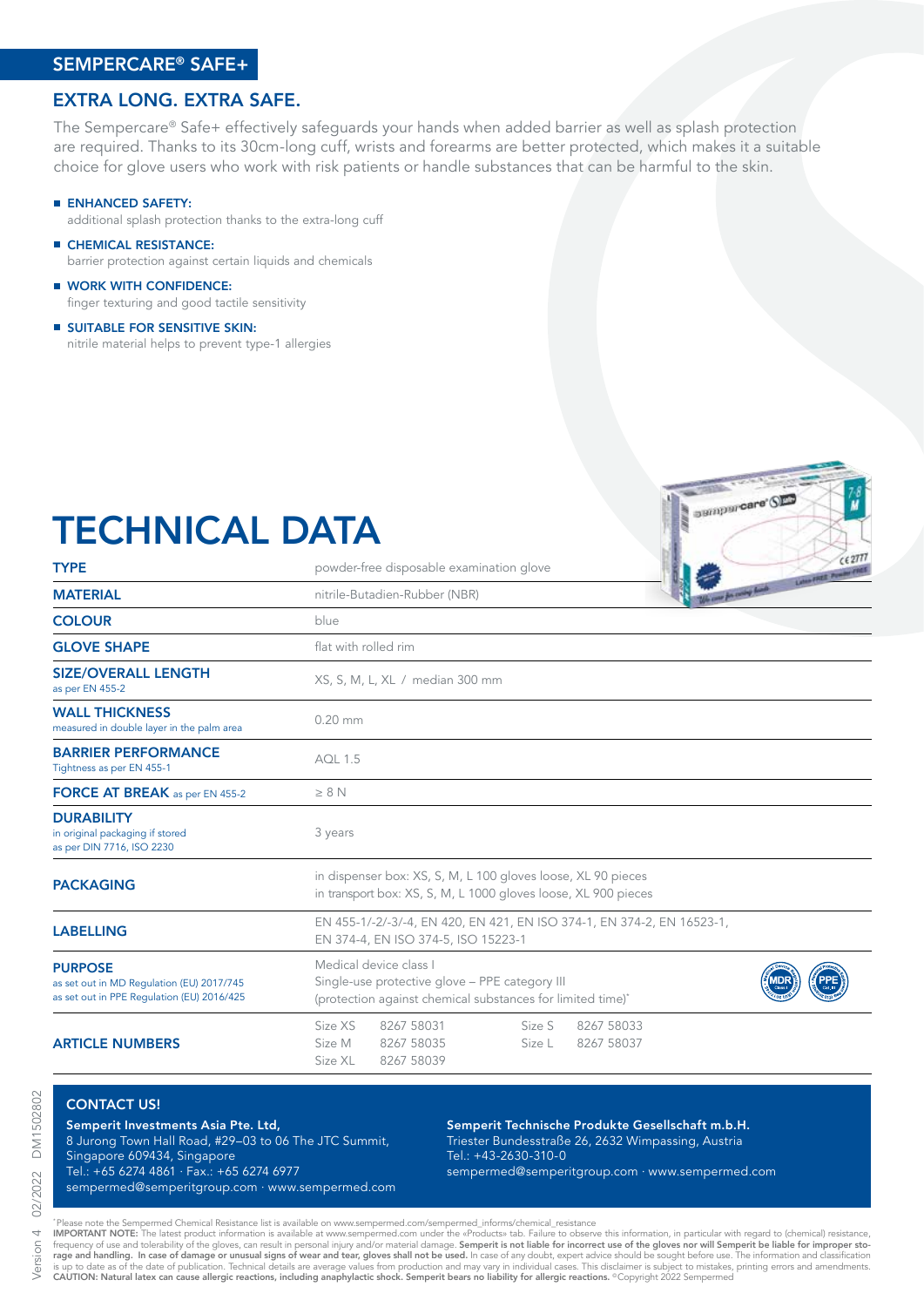## SEMPERCARE® SAFE+

### EXTRA LONG. EXTRA SAFE.

The Sempercare® Safe+ effectively safeguards your hands when added barrier as well as splash protection are required. Thanks to its 30cm-long cuff, wrists and forearms are better protected, which makes it a suitable choice for glove users who work with risk patients or handle substances that can be harmful to the skin.

- **ENHANCED SAFETY:**
  additional splash protection thanks to the extra-long cuff
- **CHEMICAL RESISTANCE:**
  barrier protection against certain liquids and chemicals
- **WORK WITH CONFIDENCE:**
  finger texturing and good tactile sensitivity
- **SUITABLE FOR SENSITIVE SKIN:**
  nitrile material helps to prevent type-1 allergies

# TECHNICAL DATA

| | |
|---|---|
| **TYPE** | powder-free disposable examination glove |
| **MATERIAL** | nitrile-Butadien-Rubber (NBR) |
| **COLOUR** | blue |
| **GLOVE SHAPE** | flat with rolled rim |
| **SIZE/OVERALL LENGTH** as per EN 455-2 | XS, S, M, L, XL / median 300 mm |
| **WALL THICKNESS** measured in double layer in the palm area | 0.20 mm |
| **BARRIER PERFORMANCE** Tightness as per EN 455-1 | AQL 1.5 |
| **FORCE AT BREAK** as per EN 455-2 | ≥ 8 N |
| **DURABILITY** in original packaging if stored as per DIN 7716, ISO 2230 | 3 years |
| **PACKAGING** | in dispenser box: XS, S, M, L 100 gloves loose, XL 90 pieces<br>in transport box: XS, S, M, L 1000 gloves loose, XL 900 pieces |
| **LABELLING** | EN 455-1/-2/-3/-4, EN 420, EN 421, EN ISO 374-1, EN 374-2, EN 16523-1, EN 374-4, EN ISO 374-5, ISO 15223-1 |
| **PURPOSE** as set out in MD Regulation (EU) 2017/745 as set out in PPE Regulation (EU) 2016/425 | Medical device class I<br>Single-use protective glove – PPE category III<br>(protection against chemical substances for limited time)* |
| **ARTICLE NUMBERS** | Size XS 8267 58031<br>Size S 8267 58033<br>Size M 8267 58035<br>Size L 8267 58037<br>Size XL 8267 58039 |

### CONTACT US!

**Semperit Investments Asia Pte. Ltd,**
8 Jurong Town Hall Road, #29–03 to 06 The JTC Summit,
Singapore 609434, Singapore
Tel.: +65 6274 4861 · Fax.: +65 6274 6977
sempermed@semperitgroup.com · www.sempermed.com

**Semperit Technische Produkte Gesellschaft m.b.H.**
Triester Bundesstraße 26, 2632 Wimpassing, Austria
Tel.: +43-2630-310-0
sempermed@semperitgroup.com · www.sempermed.com

*Please note the Sempermed Chemical Resistance list is available on www.sempermed.com/sempermed_informs/chemical_resistance
**IMPORTANT NOTE:** The latest product information is available at www.sempermed.com under the «Products» tab. Failure to observe this information, in particular with regard to (chemical) resistance, frequency of use and tolerability of the gloves, can result in personal injury and/or material damage. **Semperit is not liable for incorrect use of the gloves nor will Semperit be liable for improper storage and handling. In case of damage or unusual signs of wear and tear, gloves shall not be used.** In case of any doubt, expert advice should be sought before use. The information and classification is up to date as of the date of publication. Technical details are average values from production and may vary in individual cases. This disclaimer is subject to mistakes, printing errors and amendments.
**CAUTION: Natural latex can cause allergic reactions, including anaphylactic shock. Semperit bears no liability for allergic reactions.** ©Copyright 2022 Sempermed

Version 4 02/2022 DM1502802